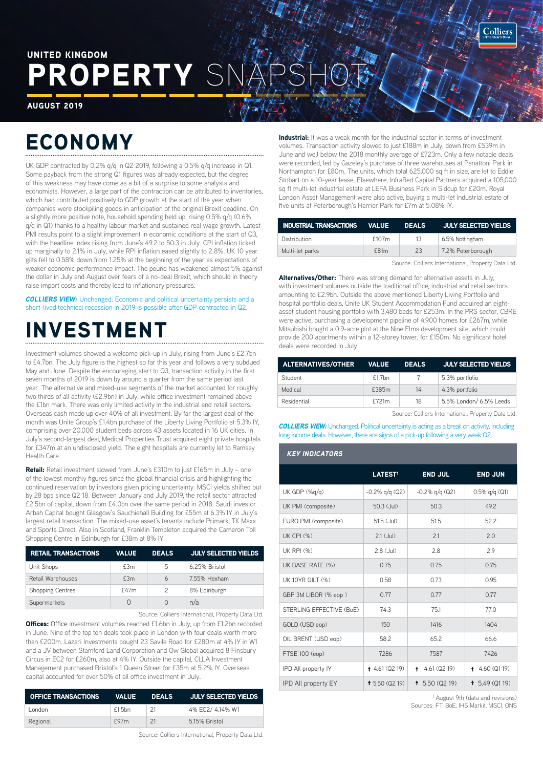UNITED KINGDOM

# PROPERTY SNAPSHOT

AUGUST 2019

## ECONOMY

UK GDP contracted by 0.2% q/q in Q2 2019, following a 0.5% q/q increase in Q1. Some payback from the strong Q1 figures was already expected, but the degree of this weakness may have come as a bit of a surprise to some analysts and economists. However, a large part of the contraction can be attributed to inventories, which had contributed positively to GDP growth at the start of the year when companies were stockpiling goods in anticipation of the original Brexit deadline. On a slightly more positive note, household spending held up, rising 0.5% q/q (0.6% q/q in Q1) thanks to a healthy labour market and sustained real wage growth. Latest PMI results point to a slight improvement in economic conditions at the start of Q3, with the headline index rising from June's 49.2 to 50.3 in July. CPI inflation ticked up marginally to 2.1% in July, while RPI inflation eased slightly to 2.8%. UK 10 year gilts fell to 0.58% down from 1.25% at the beginning of the year as expectations of weaker economic performance impact. The pound has weakened almost 5% against the dollar in July and August over fears of a no-deal Brexit, which should in theory raise import costs and thereby lead to inflationary pressures.

***COLLIERS VIEW:*** Unchanged: Economic and political uncertainty persists and a short-lived technical recession in 2019 is possible after GDP contracted in Q2.

## INVESTMENT

Investment volumes showed a welcome pick-up in July, rising from June's £2.7bn to £4.7bn. The July figure is the highest so far this year and follows a very subdued May and June. Despite the encouraging start to Q3, transaction activity in the first seven months of 2019 is down by around a quarter from the same period last year. The alternative and mixed-use segments of the market accounted for roughly two thirds of all activity (£2.9bn) in July, while office investment remained above the £1bn mark. There was only limited activity in the industrial and retail sectors. Overseas cash made up over 40% of all investment. By far the largest deal of the month was Unite Group's £1.4bn purchase of the Liberty Living Portfolio at 5.3% IY, comprising over 20,000 student beds across 43 assets located in 16 UK cities. In July's second-largest deal, Medical Properties Trust acquired eight private hospitals for £347m at an undisclosed yield. The eight hospitals are currently let to Ramsay Health Care.

**Retail:** Retail investment slowed from June's £310m to just £165m in July – one of the lowest monthly figures since the global financial crisis and highlighting the continued reservation by investors given pricing uncertainty. MSCI yields shifted out by 28 bps since Q2 18. Between January and July 2019, the retail sector attracted £2.5bn of capital, down from £4.0bn over the same period in 2018. Last year investor Arbah Capital bought Glasgow's Sauchiehall Building for £55m at 6.3% IY in July's largest retail transaction. The mixed-use asset's tenants include Primark, TK Maxx and Sports Direct. Also in Scotland, Franklin Templeton acquired the Cameron Toll Shopping Centre in Edinburgh for £38m at 8% IY.

| RETAIL TRANSACTIONS | VALUE | DEALS | JULY SELECTED YIELDS |
|---|---|---|---|
| Unit Shops | £3m | 5 | 6.25% Bristol |
| Retail Warehouses | £3m | 6 | 7.55% Hexham |
| Shopping Centres | £47m | 2 | 8% Edinburgh |
| Supermarkets | 0 | 0 | n/a |

Source: Colliers International, Property Data Ltd.

**Offices:** Office investment volumes reached £1.6bn in July, up from £1.2bn recorded in June. Nine of the top ten deals took place in London with four deals worth more than £200m. Lazari Investments bought 23 Savile Road for £280m at 4% IY in W1 and a JV between Stamford Land Corporation and Ow Global acquired 8 Finsbury Circus in EC2 for £260m, also at 4% IY. Outside the capital, CLLA Investment Management purchased Bristol's 1 Queen Street for £35m at 5.2% IY. Overseas capital accounted for over 50% of all office investment in July.

| OFFICE TRANSACTIONS | VALUE | DEALS | JULY SELECTED YIELDS |
|---|---|---|---|
| London | £1.5bn | 21 | 4% EC2/ 4.14% W1 |
| Regional | £97m | 21 | 5.15% Bristol |

Source: Colliers International, Property Data Ltd.

**Industrial:** It was a weak month for the industrial sector in terms of investment volumes. Transaction activity slowed to just £188m in July, down from £539m in June and well below the 2018 monthly average of £723m. Only a few notable deals were recorded, led by Gazeley's purchase of three warehouses at Panattoni Park in Northampton for £80m. The units, which total 625,000 sq ft in size, are let to Eddie Stobart on a 10-year lease. Elsewhere, InfraRed Capital Partners acquired a 105,000 sq ft multi-let industrial estate at LEFA Business Park in Sidcup for £20m. Royal London Asset Management were also active, buying a multi-let industrial estate of five units at Peterborough's Harrier Park for £7m at 5.08% IY.

| INDUSTRIAL TRANSACTIONS | VALUE | DEALS | JULY SELECTED YIELDS |
|---|---|---|---|
| Distribution | £107m | 13 | 6.5% Nottingham |
| Multi-let parks | £81m | 23 | 7.2% Peterborough |

Source: Colliers International, Property Data Ltd.

**Alternatives/Other:** There was strong demand for alternative assets in July, with investment volumes outside the traditional office, industrial and retail sectors amounting to £2.9bn. Outside the above mentioned Liberty Living Portfolio and hospital portfolio deals, Unite UK Student Accommodation Fund acquired an eight-asset student housing portfolio with 3,480 beds for £253m. In the PRS sector, CBRE were active, purchasing a development pipeline of 4,900 homes for £267m, while Mitsubishi bought a 0.9-acre plot at the Nine Elms development site, which could provide 200 apartments within a 12-storey tower, for £150m. No significant hotel deals were recorded in July.

| ALTERNATIVES/OTHER | VALUE | DEALS | JULY SELECTED YIELDS |
|---|---|---|---|
| Student | £1.7bn | 7 | 5.3% portfolio |
| Medical | £385m | 14 | 4.3% portfolio |
| Residential | £721m | 18 | 5.5% London/ 6.5% Leeds |

Source: Colliers International, Property Data Ltd.

***COLLIERS VIEW:*** Unchanged. Political uncertainty is acting as a break on activity, including long income deals. However, there are signs of a pick-up following a very weak Q2.

### KEY INDICATORS

| | LATEST[1] | END JUL | END JUN |
|---|---|---|---|
| UK GDP (%q/q) | -0.2% q/q (Q2) | -0.2% q/q (Q2) | 0.5% q/q (Q1) |
| UK PMI (composite) | 50.3 (Jul) | 50.3 | 49.2 |
| EURO PMI (composite) | 51.5 (Jul) | 51.5 | 52.2 |
| UK CPI (%) | 2.1 (Jul) | 2.1 | 2.0 |
| UK RPI (%) | 2.8 (Jul) | 2.8 | 2.9 |
| UK BASE RATE (%) | 0.75 | 0.75 | 0.75 |
| UK 10YR GILT (%) | 0.58 | 0.73 | 0.95 |
| GBP 3M LIBOR (% eop ) | 0.77 | 0.77 | 0.77 |
| STERLING EFFECTIVE (BoE) | 74.3 | 75.1 | 77.0 |
| GOLD (USD eop) | 150 | 1416 | 1404 |
| OIL BRENT (USD eop) | 58.2 | 65.2 | 66.6 |
| FTSE 100 (eop) | 7286 | 7587 | 7426 |
| IPD All property IY | ↑ 4.61 (Q2 19) | ↑ 4.61 (Q2 19) | ↑ 4.60 (Q1 19) |
| IPD All property EY | ↑ 5.50 (Q2 19) | ↑ 5.50 (Q2 19) | ↑ 5.49 (Q1 19) |

[1] August 9th (data and revisions)

Sources: FT, BoE, IHS Markit, MSCI, ONS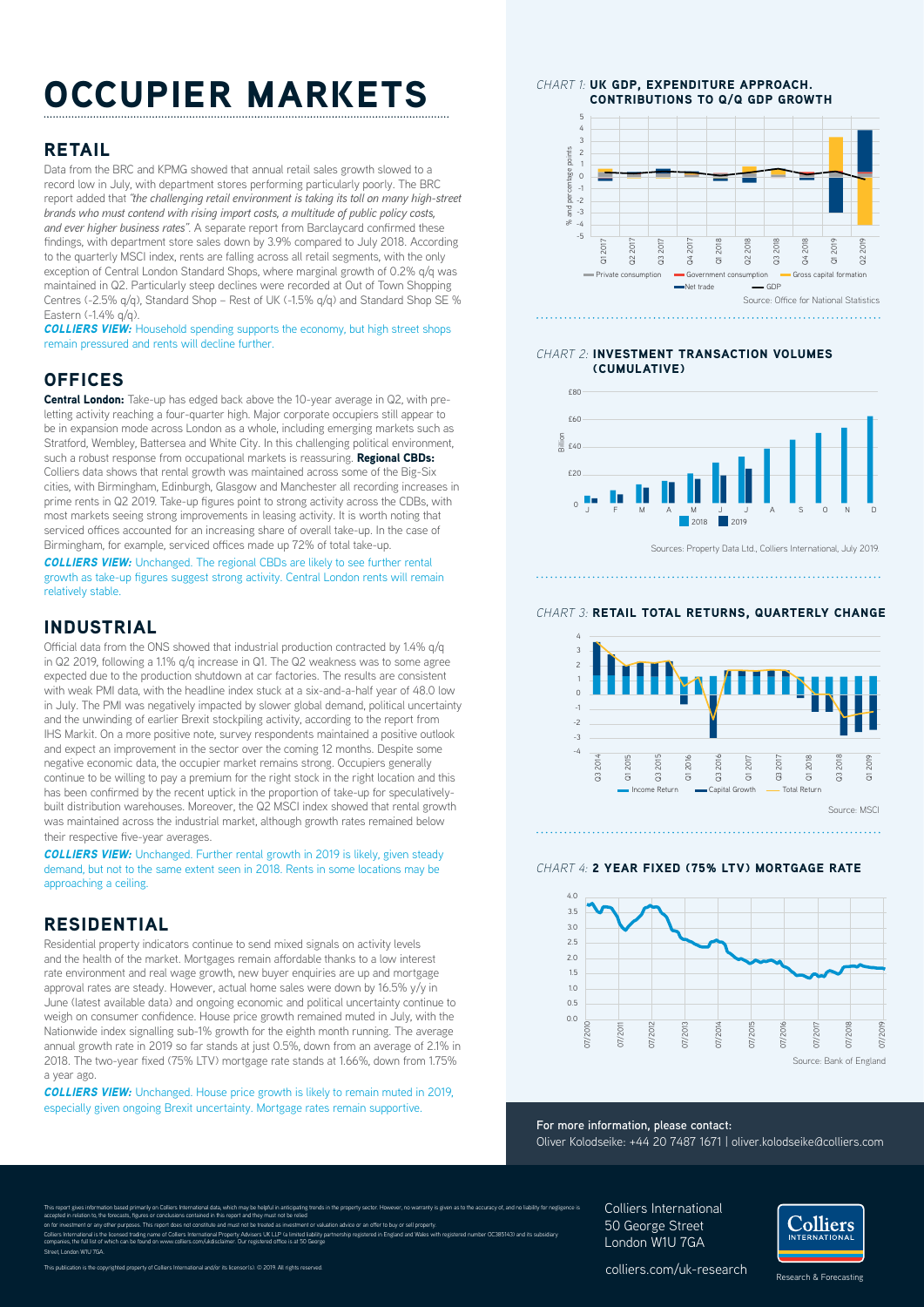# OCCUPIER MARKETS

## RETAIL

Data from the BRC and KPMG showed that annual retail sales growth slowed to a record low in July, with department stores performing particularly poorly. The BRC report added that *"the challenging retail environment is taking its toll on many high-street brands who must contend with rising import costs, a multitude of public policy costs, and ever higher business rates"*. A separate report from Barclaycard confirmed these findings, with department store sales down by 3.9% compared to July 2018. According to the quarterly MSCI index, rents are falling across all retail segments, with the only exception of Central London Standard Shops, where marginal growth of 0.2% q/q was maintained in Q2. Particularly steep declines were recorded at Out of Town Shopping Centres (-2.5% q/q), Standard Shop – Rest of UK (-1.5% q/q) and Standard Shop SE % Eastern (-1.4% q/q).

***COLLIERS VIEW:*** Household spending supports the economy, but high street shops remain pressured and rents will decline further.

## OFFICES

**Central London:** Take-up has edged back above the 10-year average in Q2, with pre-letting activity reaching a four-quarter high. Major corporate occupiers still appear to be in expansion mode across London as a whole, including emerging markets such as Stratford, Wembley, Battersea and White City. In this challenging political environment, such a robust response from occupational markets is reassuring. **Regional CBDs:** Colliers data shows that rental growth was maintained across some of the Big-Six cities, with Birmingham, Edinburgh, Glasgow and Manchester all recording increases in prime rents in Q2 2019. Take-up figures point to strong activity across the CDBs, with most markets seeing strong improvements in leasing activity. It is worth noting that serviced offices accounted for an increasing share of overall take-up. In the case of Birmingham, for example, serviced offices made up 72% of total take-up.

***COLLIERS VIEW:*** Unchanged. The regional CBDs are likely to see further rental growth as take-up figures suggest strong activity. Central London rents will remain relatively stable.

## INDUSTRIAL

Official data from the ONS showed that industrial production contracted by 1.4% q/q in Q2 2019, following a 1.1% q/q increase in Q1. The Q2 weakness was to some agree expected due to the production shutdown at car factories. The results are consistent with weak PMI data, with the headline index stuck at a six-and-a-half year of 48.0 low in July. The PMI was negatively impacted by slower global demand, political uncertainty and the unwinding of earlier Brexit stockpiling activity, according to the report from IHS Markit. On a more positive note, survey respondents maintained a positive outlook and expect an improvement in the sector over the coming 12 months. Despite some negative economic data, the occupier market remains strong. Occupiers generally continue to be willing to pay a premium for the right stock in the right location and this has been confirmed by the recent uptick in the proportion of take-up for speculatively-built distribution warehouses. Moreover, the Q2 MSCI index showed that rental growth was maintained across the industrial market, although growth rates remained below their respective five-year averages.

***COLLIERS VIEW:*** Unchanged. Further rental growth in 2019 is likely, given steady demand, but not to the same extent seen in 2018. Rents in some locations may be approaching a ceiling.

## RESIDENTIAL

Residential property indicators continue to send mixed signals on activity levels and the health of the market. Mortgages remain affordable thanks to a low interest rate environment and real wage growth, new buyer enquiries are up and mortgage approval rates are steady. However, actual home sales were down by 16.5% y/y in June (latest available data) and ongoing economic and political uncertainty continue to weigh on consumer confidence. House price growth remained muted in July, with the Nationwide index signalling sub-1% growth for the eighth month running. The average annual growth rate in 2019 so far stands at just 0.5%, down from an average of 2.1% in 2018. The two-year fixed (75% LTV) mortgage rate stands at 1.66%, down from 1.75% a year ago.

***COLLIERS VIEW:*** Unchanged. House price growth is likely to remain muted in 2019, especially given ongoing Brexit uncertainty. Mortgage rates remain supportive.

*CHART 1:* **UK GDP, EXPENDITURE APPROACH. CONTRIBUTIONS TO Q/Q GDP GROWTH**

% and percentage points

5, 4, 3, 2, 1, 0, -1, -2, -3, -4, -5

Q1 2017, Q2 2017, Q3 2017, Q4 2017, Q1 2018, Q2 2018, Q3 2018, Q4 2018, Q1 2019, Q2 2019

Private consumption, Government consumption, Gross capital formation, Net trade, GDP

Source: Office for National Statistics

*CHART 2:* **INVESTMENT TRANSACTION VOLUMES (CUMULATIVE)**

Billion

£80, £60, £40, £20, 0

J, F, M, A, M, J, J, A, S, O, N, D

2018, 2019

Sources: Property Data Ltd., Colliers International, July 2019.

*CHART 3:* **RETAIL TOTAL RETURNS, QUARTERLY CHANGE**

4, 3, 2, 1, 0, -1, -2, -3, -4

Q3 2014, Q1 2015, Q3 2015, Q1 2016, Q3 2016, Q1 2017, Q3 2017, Q1 2018, Q3 2018, Q1 2019

Income Return, Capital Growth, Total Return

Source: MSCI

*CHART 4:* **2 YEAR FIXED (75% LTV) MORTGAGE RATE**

4.0, 3.5, 3.0, 2.5, 2.0, 1.5, 1.0, 0.5, 0.0

07/2010, 07/2011, 07/2012, 07/2013, 07/2014, 07/2015, 07/2016, 07/2017, 07/2018, 07/2019

Source: Bank of England

**For more information, please contact:**
Oliver Kolodseike: +44 20 7487 1671 | oliver.kolodseike@colliers.com

This report gives information based primarily on Colliers International data, which may be helpful in anticipating trends in the property sector. However, no warranty is given as to the accuracy of, and no liability for negligence is accepted in relation to, the forecasts, figures or conclusions contained in this report and they must not be relied on for investment or any other purposes. This report does not constitute and must not be treated as investment or valuation advice or an offer to buy or sell property. Colliers International is the licensed trading name of Colliers International Property Advisers UK LLP (a limited liability partnership registered in England and Wales with registered number OC385143) and its subsidiary companies, the full list of which can be found on www.colliers.com/ukdisclaimer. Our registered office is at 50 George Street, London W1U 7GA.

This publication is the copyrighted property of Colliers International and/or its licensor(s). © 2019. All rights reserved.

Colliers International
50 George Street
London W1U 7GA

colliers.com/uk-research

Colliers INTERNATIONAL
Research & Forecasting